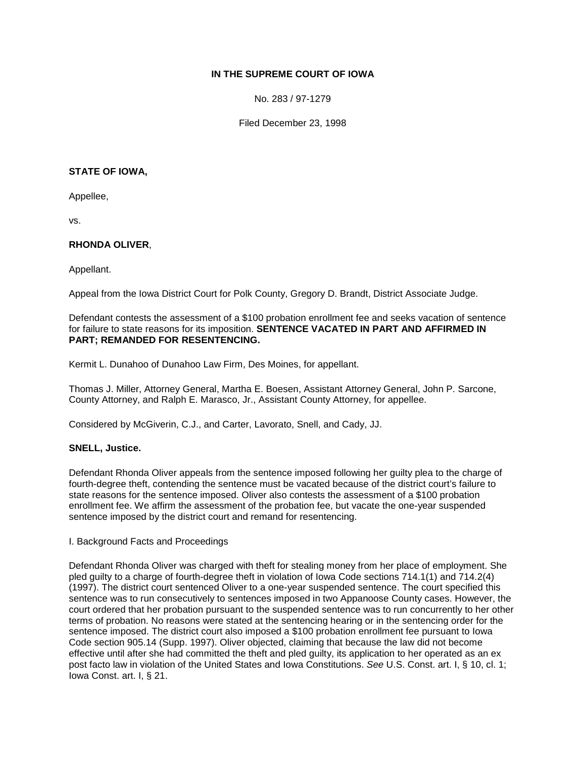**IN THE SUPREME COURT OF IOWA**

No. 283 / 97-1279

Filed December 23, 1998

**STATE OF IOWA,**

Appellee,

vs.

**RHONDA OLIVER**,

Appellant.

Appeal from the Iowa District Court for Polk County, Gregory D. Brandt, District Associate Judge.

Defendant contests the assessment of a $100 probation enrollment fee and seeks vacation of sentence for failure to state reasons for its imposition. **SENTENCE VACATED IN PART AND AFFIRMED IN PART; REMANDED FOR RESENTENCING.**

Kermit L. Dunahoo of Dunahoo Law Firm, Des Moines, for appellant.

Thomas J. Miller, Attorney General, Martha E. Boesen, Assistant Attorney General, John P. Sarcone, County Attorney, and Ralph E. Marasco, Jr., Assistant County Attorney, for appellee.

Considered by McGiverin, C.J., and Carter, Lavorato, Snell, and Cady, JJ.

**SNELL, Justice.**

Defendant Rhonda Oliver appeals from the sentence imposed following her guilty plea to the charge of fourth-degree theft, contending the sentence must be vacated because of the district court's failure to state reasons for the sentence imposed. Oliver also contests the assessment of a $100 probation enrollment fee. We affirm the assessment of the probation fee, but vacate the one-year suspended sentence imposed by the district court and remand for resentencing.

I. Background Facts and Proceedings

Defendant Rhonda Oliver was charged with theft for stealing money from her place of employment. She pled guilty to a charge of fourth-degree theft in violation of Iowa Code sections 714.1(1) and 714.2(4) (1997). The district court sentenced Oliver to a one-year suspended sentence. The court specified this sentence was to run consecutively to sentences imposed in two Appanoose County cases. However, the court ordered that her probation pursuant to the suspended sentence was to run concurrently to her other terms of probation. No reasons were stated at the sentencing hearing or in the sentencing order for the sentence imposed. The district court also imposed a $100 probation enrollment fee pursuant to Iowa Code section 905.14 (Supp. 1997). Oliver objected, claiming that because the law did not become effective until after she had committed the theft and pled guilty, its application to her operated as an ex post facto law in violation of the United States and Iowa Constitutions. *See* U.S. Const. art. I, § 10, cl. 1; Iowa Const. art. I, § 21.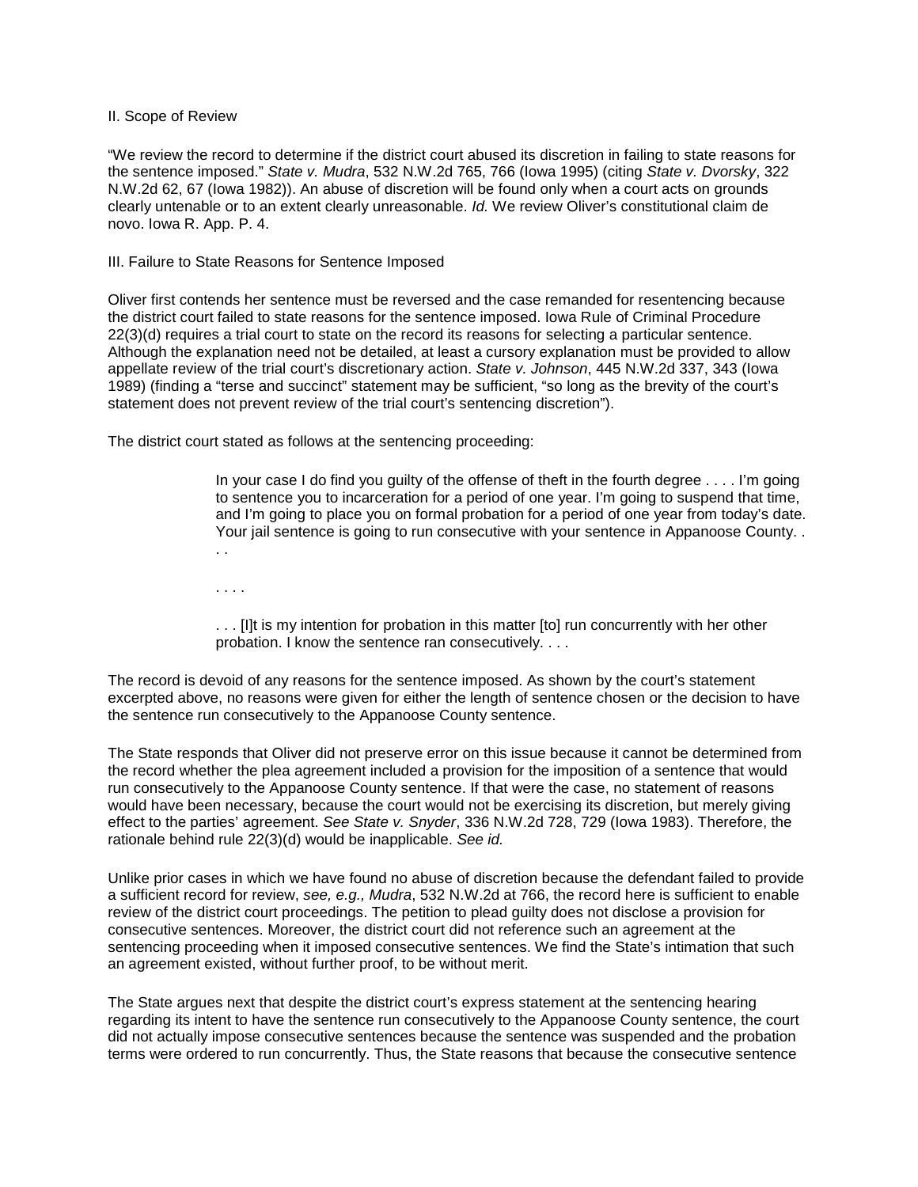II. Scope of Review

"We review the record to determine if the district court abused its discretion in failing to state reasons for the sentence imposed." *State v. Mudra*, 532 N.W.2d 765, 766 (Iowa 1995) (citing *State v. Dvorsky*, 322 N.W.2d 62, 67 (Iowa 1982)). An abuse of discretion will be found only when a court acts on grounds clearly untenable or to an extent clearly unreasonable. *Id.* We review Oliver's constitutional claim de novo. Iowa R. App. P. 4.

III. Failure to State Reasons for Sentence Imposed

Oliver first contends her sentence must be reversed and the case remanded for resentencing because the district court failed to state reasons for the sentence imposed. Iowa Rule of Criminal Procedure 22(3)(d) requires a trial court to state on the record its reasons for selecting a particular sentence. Although the explanation need not be detailed, at least a cursory explanation must be provided to allow appellate review of the trial court's discretionary action. *State v. Johnson*, 445 N.W.2d 337, 343 (Iowa 1989) (finding a "terse and succinct" statement may be sufficient, "so long as the brevity of the court's statement does not prevent review of the trial court's sentencing discretion").

The district court stated as follows at the sentencing proceeding:

> In your case I do find you guilty of the offense of theft in the fourth degree . . . . I'm going to sentence you to incarceration for a period of one year. I'm going to suspend that time, and I'm going to place you on formal probation for a period of one year from today's date. Your jail sentence is going to run consecutive with your sentence in Appanoose County. . . .
>
> . . . .
>
> . . . [I]t is my intention for probation in this matter [to] run concurrently with her other probation. I know the sentence ran consecutively. . . .

The record is devoid of any reasons for the sentence imposed. As shown by the court's statement excerpted above, no reasons were given for either the length of sentence chosen or the decision to have the sentence run consecutively to the Appanoose County sentence.

The State responds that Oliver did not preserve error on this issue because it cannot be determined from the record whether the plea agreement included a provision for the imposition of a sentence that would run consecutively to the Appanoose County sentence. If that were the case, no statement of reasons would have been necessary, because the court would not be exercising its discretion, but merely giving effect to the parties' agreement. *See State v. Snyder*, 336 N.W.2d 728, 729 (Iowa 1983). Therefore, the rationale behind rule 22(3)(d) would be inapplicable. *See id.*

Unlike prior cases in which we have found no abuse of discretion because the defendant failed to provide a sufficient record for review, *see, e.g., Mudra*, 532 N.W.2d at 766, the record here is sufficient to enable review of the district court proceedings. The petition to plead guilty does not disclose a provision for consecutive sentences. Moreover, the district court did not reference such an agreement at the sentencing proceeding when it imposed consecutive sentences. We find the State's intimation that such an agreement existed, without further proof, to be without merit.

The State argues next that despite the district court's express statement at the sentencing hearing regarding its intent to have the sentence run consecutively to the Appanoose County sentence, the court did not actually impose consecutive sentences because the sentence was suspended and the probation terms were ordered to run concurrently. Thus, the State reasons that because the consecutive sentence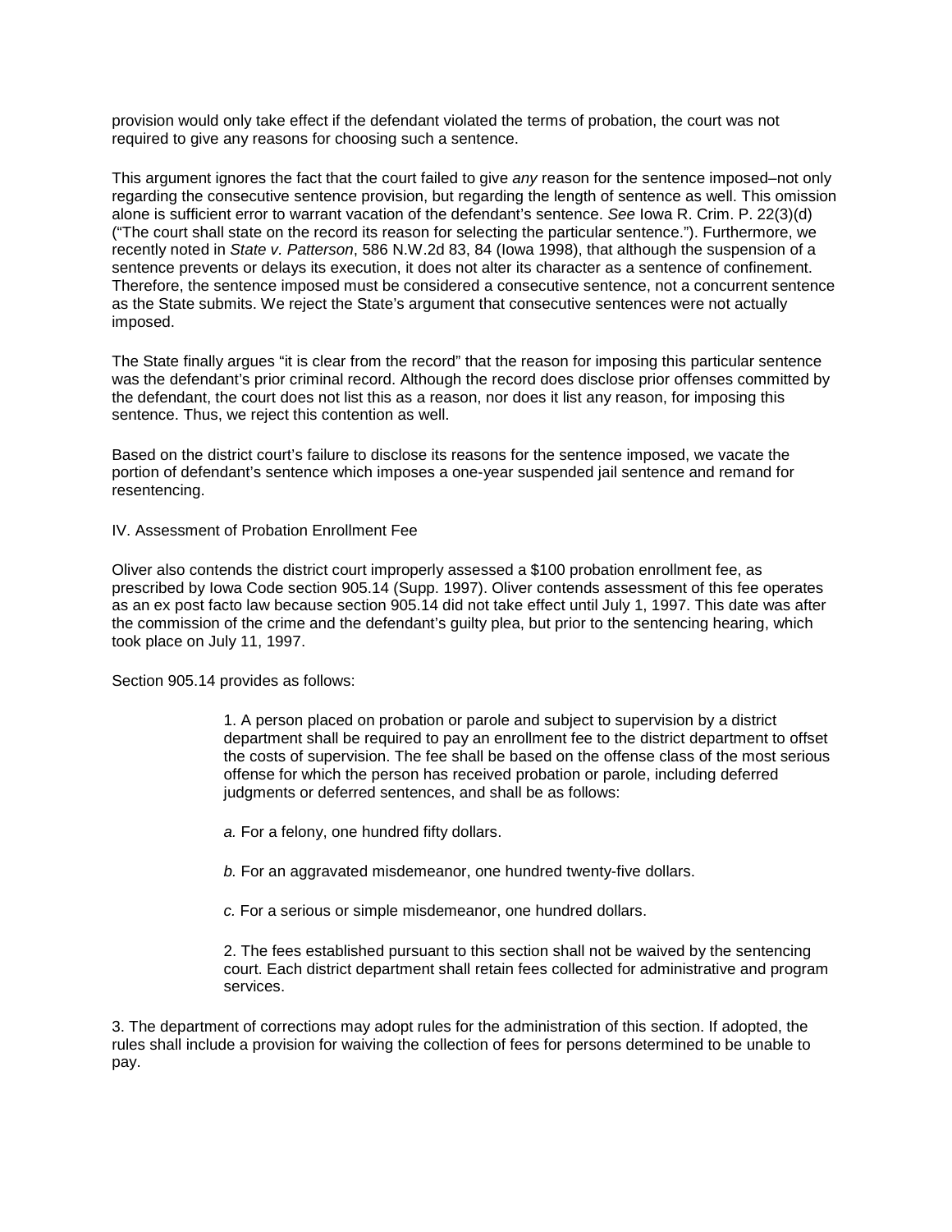provision would only take effect if the defendant violated the terms of probation, the court was not required to give any reasons for choosing such a sentence.

This argument ignores the fact that the court failed to give *any* reason for the sentence imposed–not only regarding the consecutive sentence provision, but regarding the length of sentence as well. This omission alone is sufficient error to warrant vacation of the defendant's sentence. *See* Iowa R. Crim. P. 22(3)(d) ("The court shall state on the record its reason for selecting the particular sentence."). Furthermore, we recently noted in *State v. Patterson*, 586 N.W.2d 83, 84 (Iowa 1998), that although the suspension of a sentence prevents or delays its execution, it does not alter its character as a sentence of confinement. Therefore, the sentence imposed must be considered a consecutive sentence, not a concurrent sentence as the State submits. We reject the State's argument that consecutive sentences were not actually imposed.

The State finally argues "it is clear from the record" that the reason for imposing this particular sentence was the defendant's prior criminal record. Although the record does disclose prior offenses committed by the defendant, the court does not list this as a reason, nor does it list any reason, for imposing this sentence. Thus, we reject this contention as well.

Based on the district court's failure to disclose its reasons for the sentence imposed, we vacate the portion of defendant's sentence which imposes a one-year suspended jail sentence and remand for resentencing.

## IV. Assessment of Probation Enrollment Fee

Oliver also contends the district court improperly assessed a $100 probation enrollment fee, as prescribed by Iowa Code section 905.14 (Supp. 1997). Oliver contends assessment of this fee operates as an ex post facto law because section 905.14 did not take effect until July 1, 1997. This date was after the commission of the crime and the defendant's guilty plea, but prior to the sentencing hearing, which took place on July 11, 1997.

Section 905.14 provides as follows:

> 1. A person placed on probation or parole and subject to supervision by a district department shall be required to pay an enrollment fee to the district department to offset the costs of supervision. The fee shall be based on the offense class of the most serious offense for which the person has received probation or parole, including deferred judgments or deferred sentences, and shall be as follows:
>
> *a.* For a felony, one hundred fifty dollars.
>
> *b.* For an aggravated misdemeanor, one hundred twenty-five dollars.
>
> *c.* For a serious or simple misdemeanor, one hundred dollars.
>
> 2. The fees established pursuant to this section shall not be waived by the sentencing court. Each district department shall retain fees collected for administrative and program services.

3. The department of corrections may adopt rules for the administration of this section. If adopted, the rules shall include a provision for waiving the collection of fees for persons determined to be unable to pay.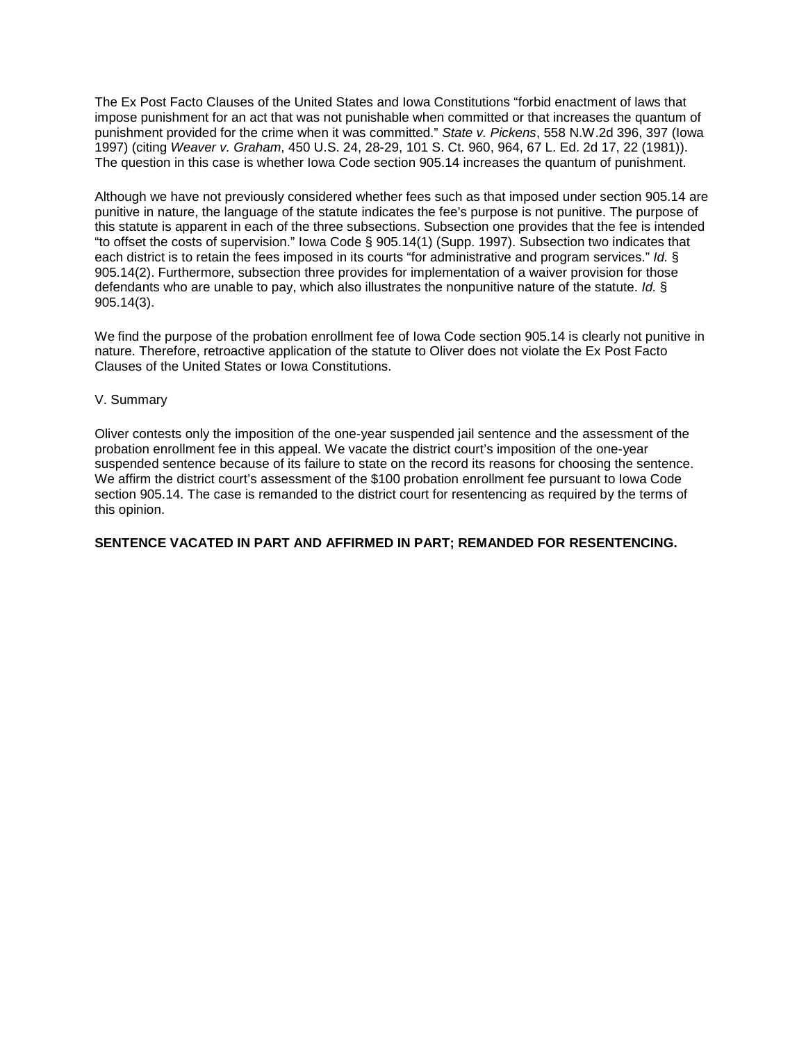The Ex Post Facto Clauses of the United States and Iowa Constitutions "forbid enactment of laws that impose punishment for an act that was not punishable when committed or that increases the quantum of punishment provided for the crime when it was committed." *State v. Pickens*, 558 N.W.2d 396, 397 (Iowa 1997) (citing *Weaver v. Graham*, 450 U.S. 24, 28-29, 101 S. Ct. 960, 964, 67 L. Ed. 2d 17, 22 (1981)). The question in this case is whether Iowa Code section 905.14 increases the quantum of punishment.

Although we have not previously considered whether fees such as that imposed under section 905.14 are punitive in nature, the language of the statute indicates the fee's purpose is not punitive. The purpose of this statute is apparent in each of the three subsections. Subsection one provides that the fee is intended "to offset the costs of supervision." Iowa Code § 905.14(1) (Supp. 1997). Subsection two indicates that each district is to retain the fees imposed in its courts "for administrative and program services." *Id.* § 905.14(2). Furthermore, subsection three provides for implementation of a waiver provision for those defendants who are unable to pay, which also illustrates the nonpunitive nature of the statute. *Id.* § 905.14(3).

We find the purpose of the probation enrollment fee of Iowa Code section 905.14 is clearly not punitive in nature. Therefore, retroactive application of the statute to Oliver does not violate the Ex Post Facto Clauses of the United States or Iowa Constitutions.

V. Summary

Oliver contests only the imposition of the one-year suspended jail sentence and the assessment of the probation enrollment fee in this appeal. We vacate the district court's imposition of the one-year suspended sentence because of its failure to state on the record its reasons for choosing the sentence. We affirm the district court's assessment of the $100 probation enrollment fee pursuant to Iowa Code section 905.14. The case is remanded to the district court for resentencing as required by the terms of this opinion.

**SENTENCE VACATED IN PART AND AFFIRMED IN PART; REMANDED FOR RESENTENCING.**